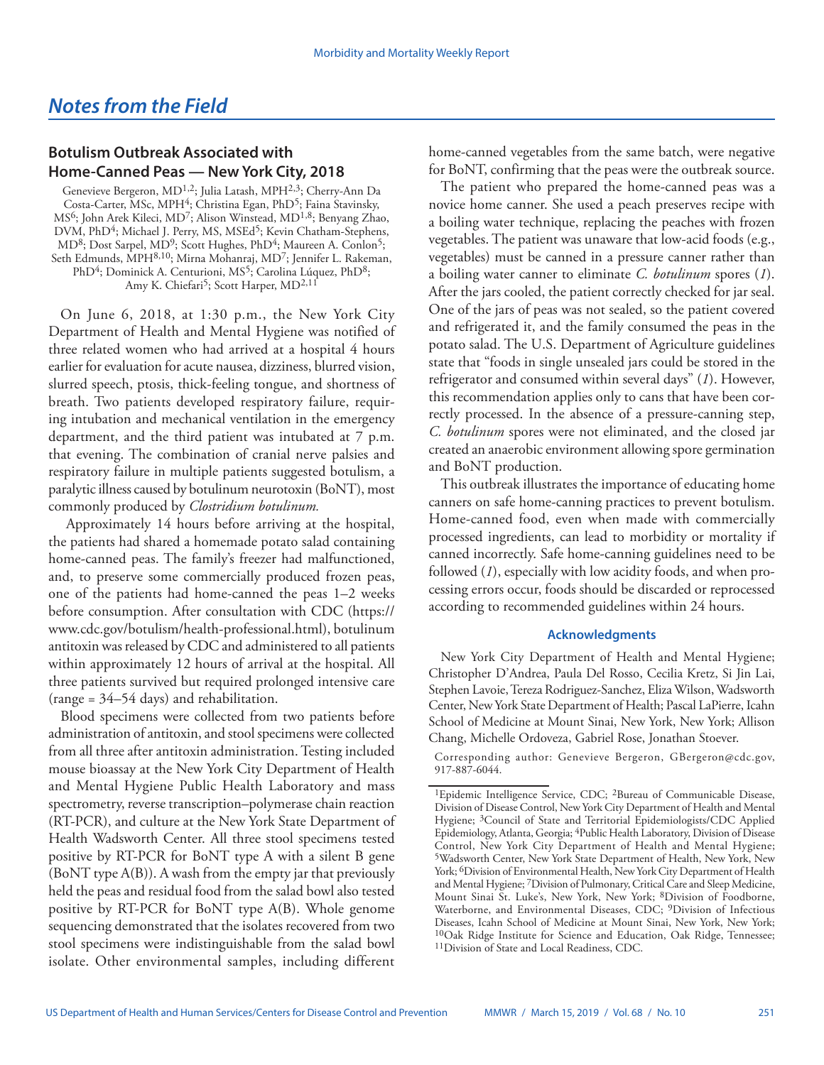# Notes from the Field

## Botulism Outbreak Associated with Home-Canned Peas — New York City, 2018

Genevieve Bergeron, MD[1,2]; Julia Latash, MPH[2,3]; Cherry-Ann Da Costa-Carter, MSc, MPH[4]; Christina Egan, PhD[5]; Faina Stavinsky, MS[6]; John Arek Kileci, MD[7]; Alison Winstead, MD[1,8]; Benyang Zhao, DVM, PhD[4]; Michael J. Perry, MS, MSEd[5]; Kevin Chatham-Stephens, MD[8]; Dost Sarpel, MD[9]; Scott Hughes, PhD[4]; Maureen A. Conlon[5]; Seth Edmunds, MPH[8,10]; Mirna Mohanraj, MD[7]; Jennifer L. Rakeman, PhD[4]; Dominick A. Centurioni, MS[5]; Carolina Lúquez, PhD[8]; Amy K. Chiefari[5]; Scott Harper, MD[2,11]

On June 6, 2018, at 1:30 p.m., the New York City Department of Health and Mental Hygiene was notified of three related women who had arrived at a hospital 4 hours earlier for evaluation for acute nausea, dizziness, blurred vision, slurred speech, ptosis, thick-feeling tongue, and shortness of breath. Two patients developed respiratory failure, requiring intubation and mechanical ventilation in the emergency department, and the third patient was intubated at 7 p.m. that evening. The combination of cranial nerve palsies and respiratory failure in multiple patients suggested botulism, a paralytic illness caused by botulinum neurotoxin (BoNT), most commonly produced by *Clostridium botulinum.*

Approximately 14 hours before arriving at the hospital, the patients had shared a homemade potato salad containing home-canned peas. The family's freezer had malfunctioned, and, to preserve some commercially produced frozen peas, one of the patients had home-canned the peas 1–2 weeks before consumption. After consultation with CDC (https://www.cdc.gov/botulism/health-professional.html), botulinum antitoxin was released by CDC and administered to all patients within approximately 12 hours of arrival at the hospital. All three patients survived but required prolonged intensive care (range = 34–54 days) and rehabilitation.

Blood specimens were collected from two patients before administration of antitoxin, and stool specimens were collected from all three after antitoxin administration. Testing included mouse bioassay at the New York City Department of Health and Mental Hygiene Public Health Laboratory and mass spectrometry, reverse transcription–polymerase chain reaction (RT-PCR), and culture at the New York State Department of Health Wadsworth Center. All three stool specimens tested positive by RT-PCR for BoNT type A with a silent B gene (BoNT type A(B)). A wash from the empty jar that previously held the peas and residual food from the salad bowl also tested positive by RT-PCR for BoNT type A(B). Whole genome sequencing demonstrated that the isolates recovered from two stool specimens were indistinguishable from the salad bowl isolate. Other environmental samples, including different home-canned vegetables from the same batch, were negative for BoNT, confirming that the peas were the outbreak source.

The patient who prepared the home-canned peas was a novice home canner. She used a peach preserves recipe with a boiling water technique, replacing the peaches with frozen vegetables. The patient was unaware that low-acid foods (e.g., vegetables) must be canned in a pressure canner rather than a boiling water canner to eliminate *C. botulinum* spores (*1*). After the jars cooled, the patient correctly checked for jar seal. One of the jars of peas was not sealed, so the patient covered and refrigerated it, and the family consumed the peas in the potato salad. The U.S. Department of Agriculture guidelines state that "foods in single unsealed jars could be stored in the refrigerator and consumed within several days" (*1*). However, this recommendation applies only to cans that have been correctly processed. In the absence of a pressure-canning step, *C. botulinum* spores were not eliminated, and the closed jar created an anaerobic environment allowing spore germination and BoNT production.

This outbreak illustrates the importance of educating home canners on safe home-canning practices to prevent botulism. Home-canned food, even when made with commercially processed ingredients, can lead to morbidity or mortality if canned incorrectly. Safe home-canning guidelines need to be followed (*1*), especially with low acidity foods, and when processing errors occur, foods should be discarded or reprocessed according to recommended guidelines within 24 hours.

### Acknowledgments

New York City Department of Health and Mental Hygiene; Christopher D'Andrea, Paula Del Rosso, Cecilia Kretz, Si Jin Lai, Stephen Lavoie, Tereza Rodriguez-Sanchez, Eliza Wilson, Wadsworth Center, New York State Department of Health; Pascal LaPierre, Icahn School of Medicine at Mount Sinai, New York, New York; Allison Chang, Michelle Ordoveza, Gabriel Rose, Jonathan Stoever.

Corresponding author: Genevieve Bergeron, GBergeron@cdc.gov, 917-887-6044.

---

[1]Epidemic Intelligence Service, CDC; [2]Bureau of Communicable Disease, Division of Disease Control, New York City Department of Health and Mental Hygiene; [3]Council of State and Territorial Epidemiologists/CDC Applied Epidemiology, Atlanta, Georgia; [4]Public Health Laboratory, Division of Disease Control, New York City Department of Health and Mental Hygiene; [5]Wadsworth Center, New York State Department of Health, New York, New York; [6]Division of Environmental Health, New York City Department of Health and Mental Hygiene; [7]Division of Pulmonary, Critical Care and Sleep Medicine, Mount Sinai St. Luke's, New York, New York; [8]Division of Foodborne, Waterborne, and Environmental Diseases, CDC; [9]Division of Infectious Diseases, Icahn School of Medicine at Mount Sinai, New York, New York; [10]Oak Ridge Institute for Science and Education, Oak Ridge, Tennessee; [11]Division of State and Local Readiness, CDC.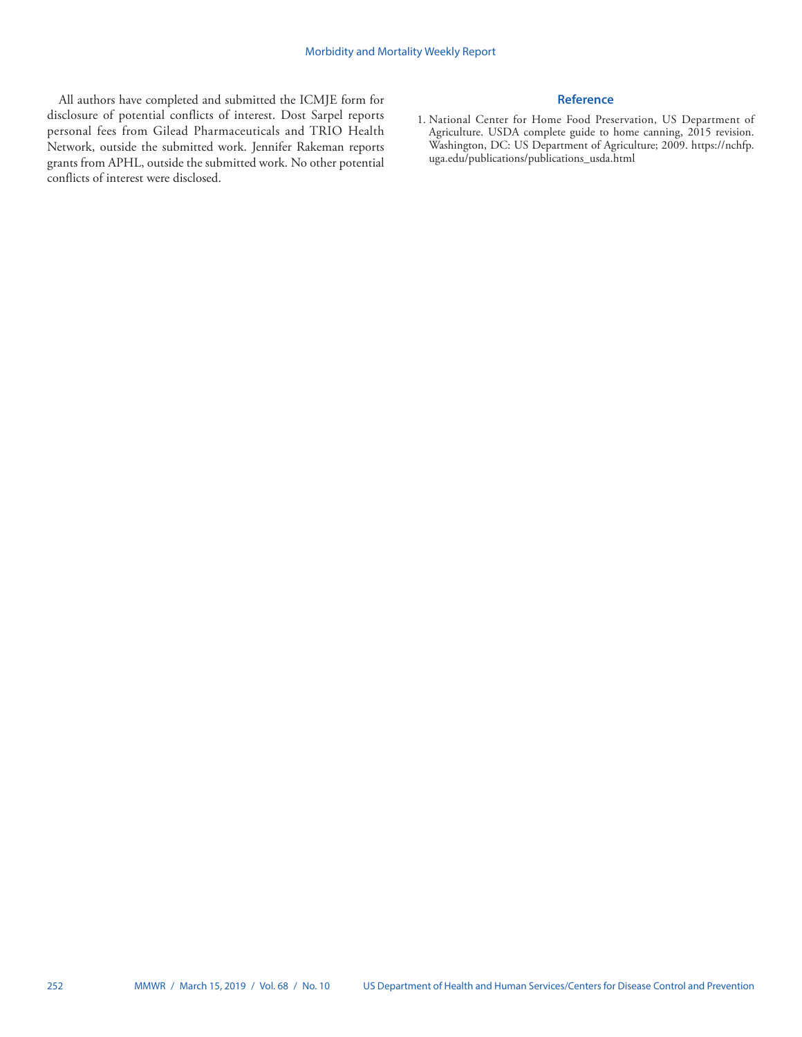All authors have completed and submitted the ICMJE form for disclosure of potential conflicts of interest. Dost Sarpel reports personal fees from Gilead Pharmaceuticals and TRIO Health Network, outside the submitted work. Jennifer Rakeman reports grants from APHL, outside the submitted work. No other potential conflicts of interest were disclosed.

## Reference

1. National Center for Home Food Preservation, US Department of Agriculture. USDA complete guide to home canning, 2015 revision. Washington, DC: US Department of Agriculture; 2009. https://nchfp.uga.edu/publications/publications_usda.html